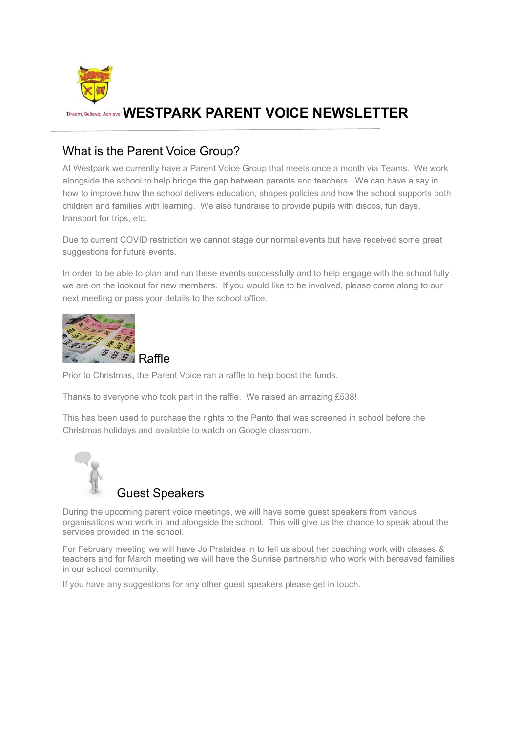'Dream, Believe, Achieve'

# WESTPARK PARENT VOICE NEWSLETTER

## What is the Parent Voice Group?

At Westpark we currently have a Parent Voice Group that meets once a month via Teams. We work alongside the school to help bridge the gap between parents and teachers. We can have a say in how to improve how the school delivers education, shapes policies and how the school supports both children and families with learning. We also fundraise to provide pupils with discos, fun days, transport for trips, etc.

Due to current COVID restriction we cannot stage our normal events but have received some great suggestions for future events.

In order to be able to plan and run these events successfully and to help engage with the school fully we are on the lookout for new members. If you would like to be involved, please come along to our next meeting or pass your details to the school office.

## Raffle

Prior to Christmas, the Parent Voice ran a raffle to help boost the funds.

Thanks to everyone who took part in the raffle. We raised an amazing £538!

This has been used to purchase the rights to the Panto that was screened in school before the Christmas holidays and available to watch on Google classroom.

## Guest Speakers

During the upcoming parent voice meetings, we will have some guest speakers from various organisations who work in and alongside the school. This will give us the chance to speak about the services provided in the school.

For February meeting we will have Jo Pratsides in to tell us about her coaching work with classes & teachers and for March meeting we will have the Sunrise partnership who work with bereaved families in our school community.

If you have any suggestions for any other guest speakers please get in touch.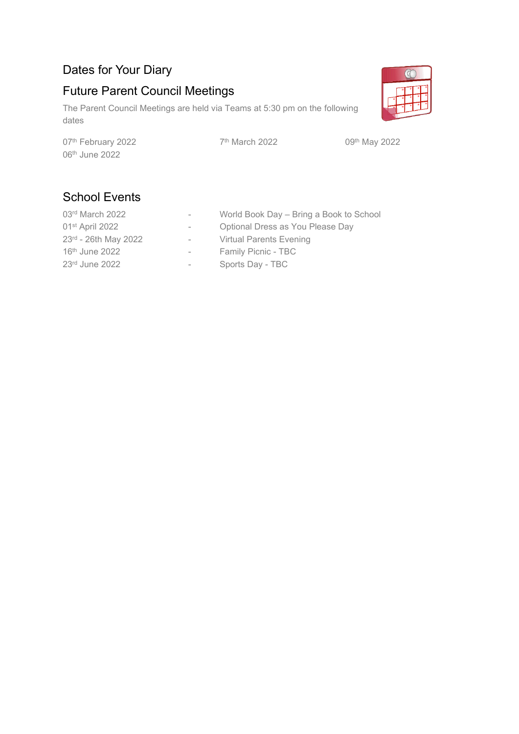# Dates for Your Diary

## Future Parent Council Meetings

The Parent Council Meetings are held via Teams at 5:30 pm on the following dates

07th February 2022
7th March 2022
09th May 2022
06th June 2022

## School Events

| | | |
|---|---|---|
| 03rd March 2022 | - | World Book Day – Bring a Book to School |
| 01st April 2022 | - | Optional Dress as You Please Day |
| 23rd - 26th May 2022 | - | Virtual Parents Evening |
| 16th June 2022 | - | Family Picnic - TBC |
| 23rd June 2022 | - | Sports Day - TBC |